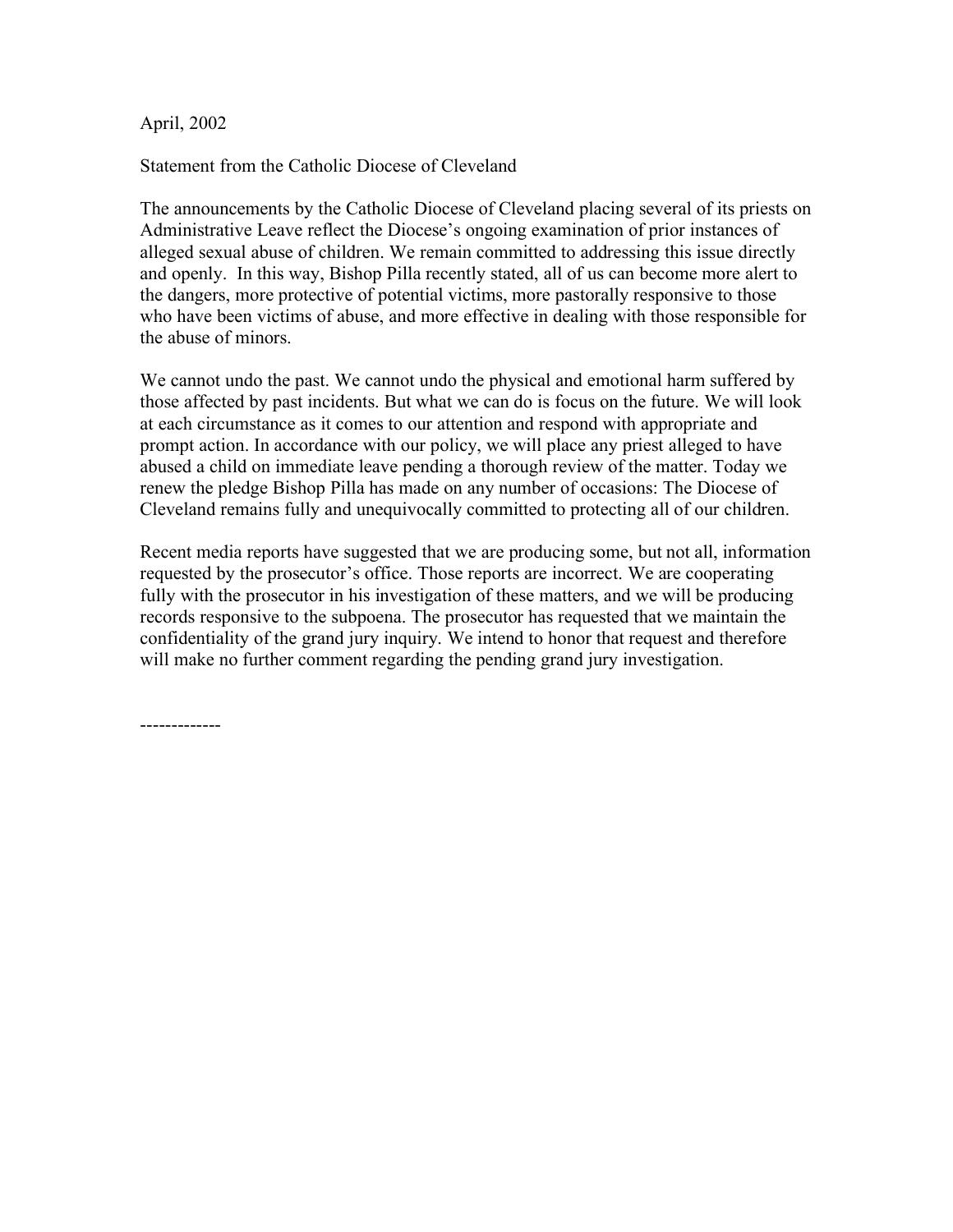April, 2002

Statement from the Catholic Diocese of Cleveland

The announcements by the Catholic Diocese of Cleveland placing several of its priests on Administrative Leave reflect the Diocese's ongoing examination of prior instances of alleged sexual abuse of children. We remain committed to addressing this issue directly and openly. In this way, Bishop Pilla recently stated, all of us can become more alert to the dangers, more protective of potential victims, more pastorally responsive to those who have been victims of abuse, and more effective in dealing with those responsible for the abuse of minors.

We cannot undo the past. We cannot undo the physical and emotional harm suffered by those affected by past incidents. But what we can do is focus on the future. We will look at each circumstance as it comes to our attention and respond with appropriate and prompt action. In accordance with our policy, we will place any priest alleged to have abused a child on immediate leave pending a thorough review of the matter. Today we renew the pledge Bishop Pilla has made on any number of occasions: The Diocese of Cleveland remains fully and unequivocally committed to protecting all of our children.

Recent media reports have suggested that we are producing some, but not all, information requested by the prosecutor's office. Those reports are incorrect. We are cooperating fully with the prosecutor in his investigation of these matters, and we will be producing records responsive to the subpoena. The prosecutor has requested that we maintain the confidentiality of the grand jury inquiry. We intend to honor that request and therefore will make no further comment regarding the pending grand jury investigation.

-------------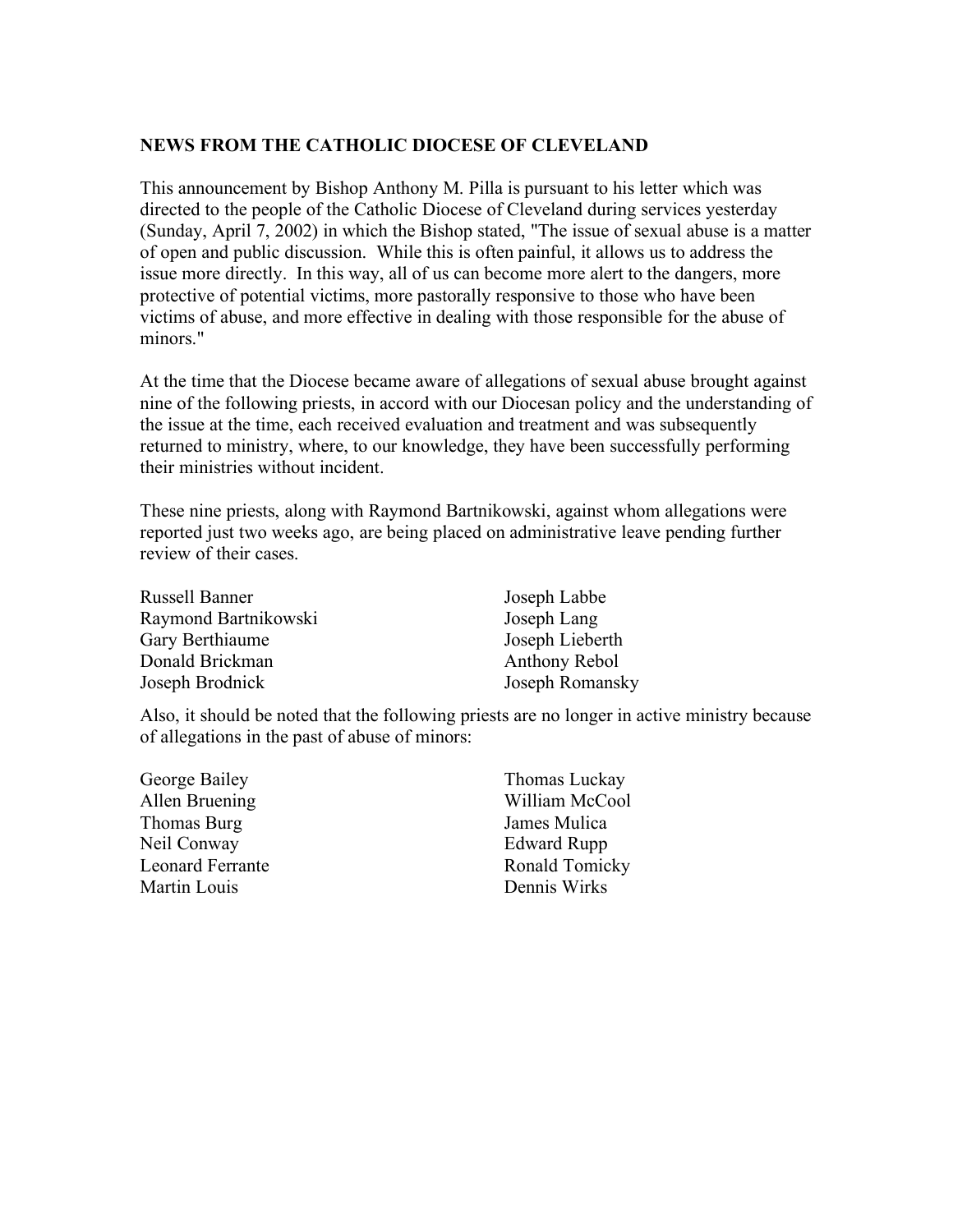**NEWS FROM THE CATHOLIC DIOCESE OF CLEVELAND**

This announcement by Bishop Anthony M. Pilla is pursuant to his letter which was directed to the people of the Catholic Diocese of Cleveland during services yesterday (Sunday, April 7, 2002) in which the Bishop stated, "The issue of sexual abuse is a matter of open and public discussion. While this is often painful, it allows us to address the issue more directly. In this way, all of us can become more alert to the dangers, more protective of potential victims, more pastorally responsive to those who have been victims of abuse, and more effective in dealing with those responsible for the abuse of minors."

At the time that the Diocese became aware of allegations of sexual abuse brought against nine of the following priests, in accord with our Diocesan policy and the understanding of the issue at the time, each received evaluation and treatment and was subsequently returned to ministry, where, to our knowledge, they have been successfully performing their ministries without incident.

These nine priests, along with Raymond Bartnikowski, against whom allegations were reported just two weeks ago, are being placed on administrative leave pending further review of their cases.

Russell Banner
Raymond Bartnikowski
Gary Berthiaume
Donald Brickman
Joseph Brodnick
Joseph Labbe
Joseph Lang
Joseph Lieberth
Anthony Rebol
Joseph Romansky

Also, it should be noted that the following priests are no longer in active ministry because of allegations in the past of abuse of minors:

George Bailey
Allen Bruening
Thomas Burg
Neil Conway
Leonard Ferrante
Martin Louis
Thomas Luckay
William McCool
James Mulica
Edward Rupp
Ronald Tomicky
Dennis Wirks